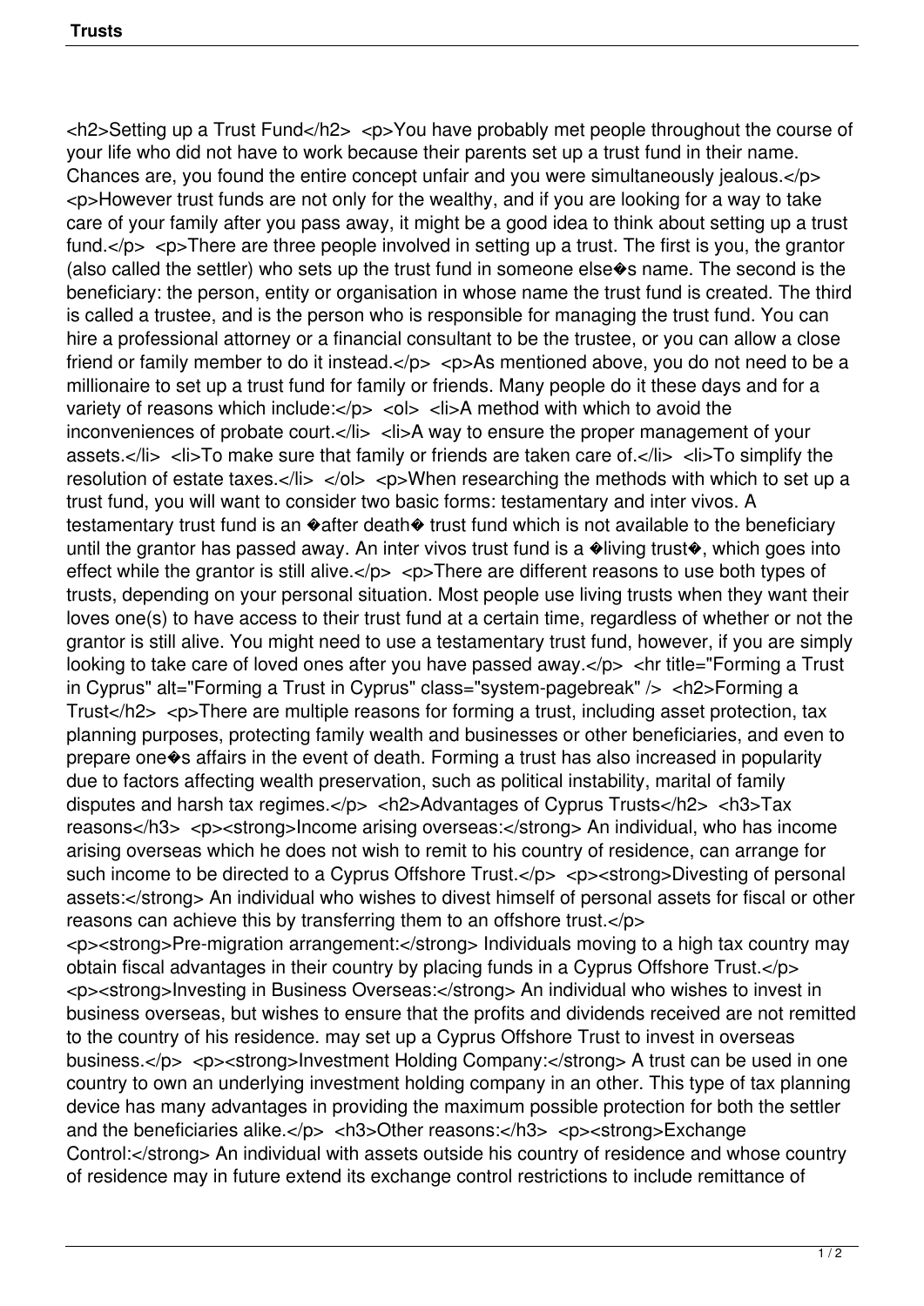## Setting up a Trust Fund

You have probably met people throughout the course of your life who did not have to work because their parents set up a trust fund in their name. Chances are, you found the entire concept unfair and you were simultaneously jealous.

However trust funds are not only for the wealthy, and if you are looking for a way to take care of your family after you pass away, it might be a good idea to think about setting up a trust fund.

There are three people involved in setting up a trust. The first is you, the grantor (also called the settler) who sets up the trust fund in someone else�s name. The second is the beneficiary: the person, entity or organisation in whose name the trust fund is created. The third is called a trustee, and is the person who is responsible for managing the trust fund. You can hire a professional attorney or a financial consultant to be the trustee, or you can allow a close friend or family member to do it instead.

As mentioned above, you do not need to be a millionaire to set up a trust fund for family or friends. Many people do it these days and for a variety of reasons which include:

1. A method with which to avoid the inconveniences of probate court.
2. A way to ensure the proper management of your assets.
3. To make sure that family or friends are taken care of.
4. To simplify the resolution of estate taxes.

When researching the methods with which to set up a trust fund, you will want to consider two basic forms: testamentary and inter vivos. A testamentary trust fund is an �after death� trust fund which is not available to the beneficiary until the grantor has passed away. An inter vivos trust fund is a �living trust�, which goes into effect while the grantor is still alive.

There are different reasons to use both types of trusts, depending on your personal situation. Most people use living trusts when they want their loves one(s) to have access to their trust fund at a certain time, regardless of whether or not the grantor is still alive. You might need to use a testamentary trust fund, however, if you are simply looking to take care of loved ones after you have passed away.

---

## Forming a Trust

There are multiple reasons for forming a trust, including asset protection, tax planning purposes, protecting family wealth and businesses or other beneficiaries, and even to prepare one�s affairs in the event of death. Forming a trust has also increased in popularity due to factors affecting wealth preservation, such as political instability, marital of family disputes and harsh tax regimes.

## Advantages of Cyprus Trusts

### Tax reasons

**Income arising overseas:** An individual, who has income arising overseas which he does not wish to remit to his country of residence, can arrange for such income to be directed to a Cyprus Offshore Trust.

**Divesting of personal assets:** An individual who wishes to divest himself of personal assets for fiscal or other reasons can achieve this by transferring them to an offshore trust.

**Pre-migration arrangement:** Individuals moving to a high tax country may obtain fiscal advantages in their country by placing funds in a Cyprus Offshore Trust.

**Investing in Business Overseas:** An individual who wishes to invest in business overseas, but wishes to ensure that the profits and dividends received are not remitted to the country of his residence. may set up a Cyprus Offshore Trust to invest in overseas business.

**Investment Holding Company:** A trust can be used in one country to own an underlying investment holding company in an other. This type of tax planning device has many advantages in providing the maximum possible protection for both the settler and the beneficiaries alike.

### Other reasons:

**Exchange Control:** An individual with assets outside his country of residence and whose country of residence may in future extend its exchange control restrictions to include remittance of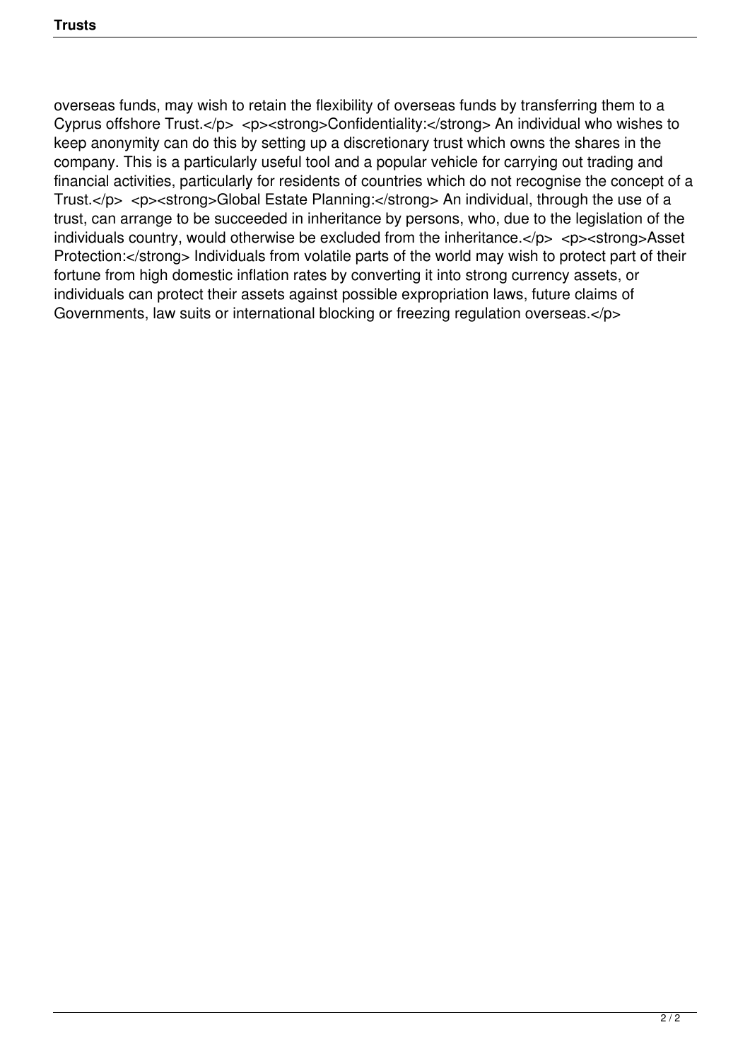overseas funds, may wish to retain the flexibility of overseas funds by transferring them to a Cyprus offshore Trust.</p> <p><strong>Confidentiality:</strong> An individual who wishes to keep anonymity can do this by setting up a discretionary trust which owns the shares in the company. This is a particularly useful tool and a popular vehicle for carrying out trading and financial activities, particularly for residents of countries which do not recognise the concept of a Trust.</p> <p><strong>Global Estate Planning:</strong> An individual, through the use of a trust, can arrange to be succeeded in inheritance by persons, who, due to the legislation of the individuals country, would otherwise be excluded from the inheritance.</p> <p><strong>Asset Protection:</strong> Individuals from volatile parts of the world may wish to protect part of their fortune from high domestic inflation rates by converting it into strong currency assets, or individuals can protect their assets against possible expropriation laws, future claims of Governments, law suits or international blocking or freezing regulation overseas.</p>